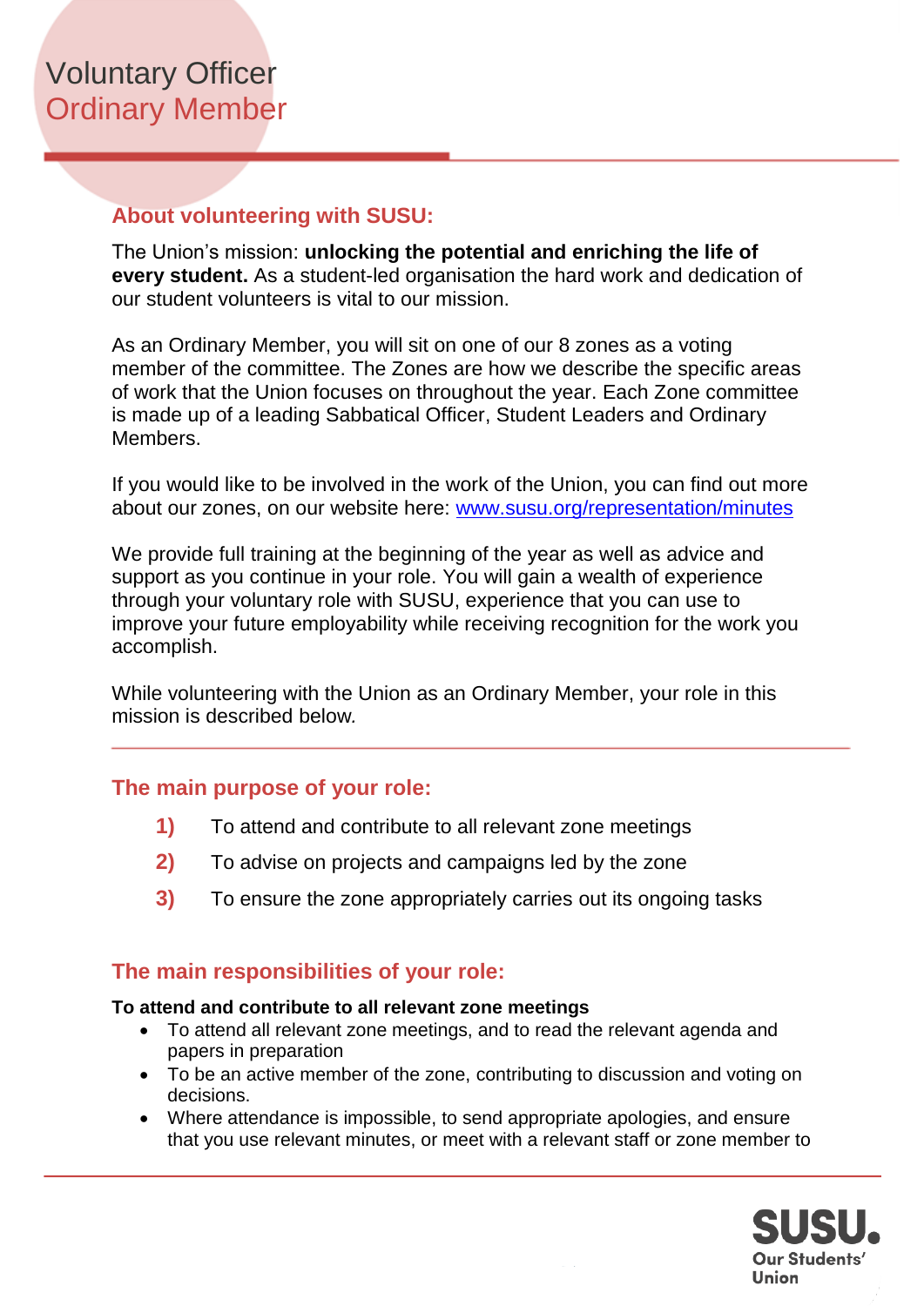# Voluntary Officer
## Ordinary Member

### About volunteering with SUSU:

The Union's mission: **unlocking the potential and enriching the life of every student.** As a student-led organisation the hard work and dedication of our student volunteers is vital to our mission.

As an Ordinary Member, you will sit on one of our 8 zones as a voting member of the committee. The Zones are how we describe the specific areas of work that the Union focuses on throughout the year. Each Zone committee is made up of a leading Sabbatical Officer, Student Leaders and Ordinary Members.

If you would like to be involved in the work of the Union, you can find out more about our zones, on our website here: [www.susu.org/representation/minutes](www.susu.org/representation/minutes)

We provide full training at the beginning of the year as well as advice and support as you continue in your role. You will gain a wealth of experience through your voluntary role with SUSU, experience that you can use to improve your future employability while receiving recognition for the work you accomplish.

While volunteering with the Union as an Ordinary Member, your role in this mission is described below.

---

### The main purpose of your role:

1) To attend and contribute to all relevant zone meetings
2) To advise on projects and campaigns led by the zone
3) To ensure the zone appropriately carries out its ongoing tasks

### The main responsibilities of your role:

**To attend and contribute to all relevant zone meetings**

- To attend all relevant zone meetings, and to read the relevant agenda and papers in preparation
- To be an active member of the zone, contributing to discussion and voting on decisions.
- Where attendance is impossible, to send appropriate apologies, and ensure that you use relevant minutes, or meet with a relevant staff or zone member to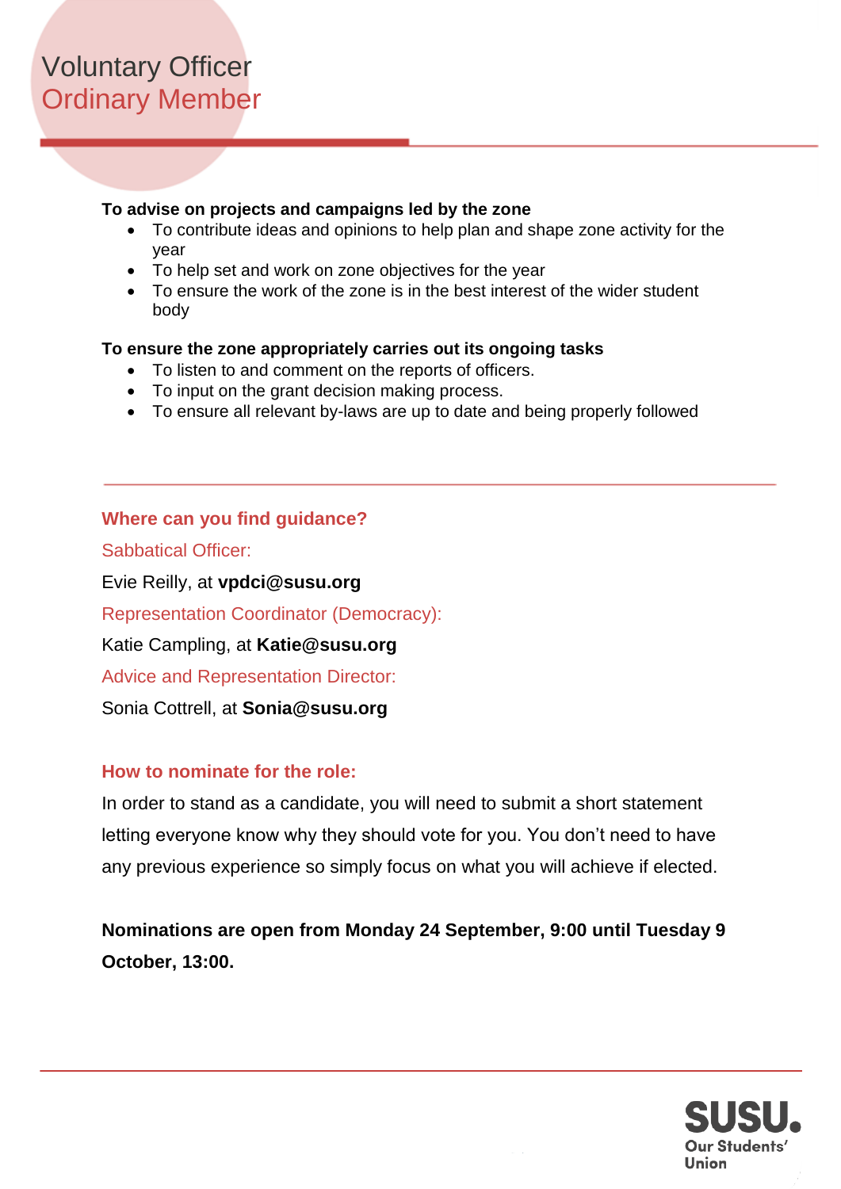# Voluntary Officer
## Ordinary Member

**To advise on projects and campaigns led by the zone**

- To contribute ideas and opinions to help plan and shape zone activity for the year
- To help set and work on zone objectives for the year
- To ensure the work of the zone is in the best interest of the wider student body

**To ensure the zone appropriately carries out its ongoing tasks**

- To listen to and comment on the reports of officers.
- To input on the grant decision making process.
- To ensure all relevant by-laws are up to date and being properly followed

---

### Where can you find guidance?

Sabbatical Officer:

Evie Reilly, at **vpdci@susu.org**

Representation Coordinator (Democracy):

Katie Campling, at **Katie@susu.org**

Advice and Representation Director:

Sonia Cottrell, at **Sonia@susu.org**

### How to nominate for the role:

In order to stand as a candidate, you will need to submit a short statement letting everyone know why they should vote for you. You don't need to have any previous experience so simply focus on what you will achieve if elected.

**Nominations are open from Monday 24 September, 9:00 until Tuesday 9 October, 13:00.**

SUSU. Our Students' Union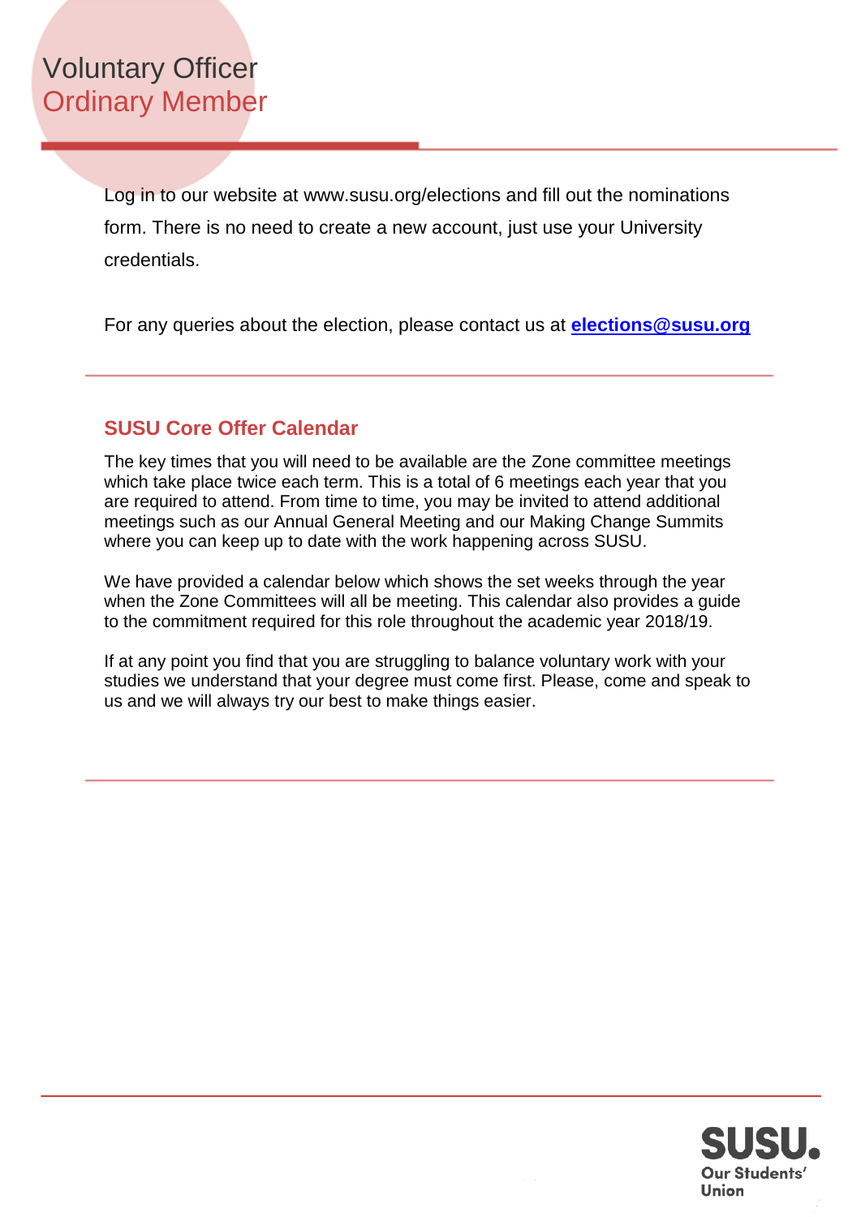# Voluntary Officer
## Ordinary Member

Log in to our website at www.susu.org/elections and fill out the nominations form. There is no need to create a new account, just use your University credentials.

For any queries about the election, please contact us at **elections@susu.org**

---

### SUSU Core Offer Calendar

The key times that you will need to be available are the Zone committee meetings which take place twice each term. This is a total of 6 meetings each year that you are required to attend. From time to time, you may be invited to attend additional meetings such as our Annual General Meeting and our Making Change Summits where you can keep up to date with the work happening across SUSU.

We have provided a calendar below which shows the set weeks through the year when the Zone Committees will all be meeting. This calendar also provides a guide to the commitment required for this role throughout the academic year 2018/19.

If at any point you find that you are struggling to balance voluntary work with your studies we understand that your degree must come first. Please, come and speak to us and we will always try our best to make things easier.

---

SUSU. Our Students' Union